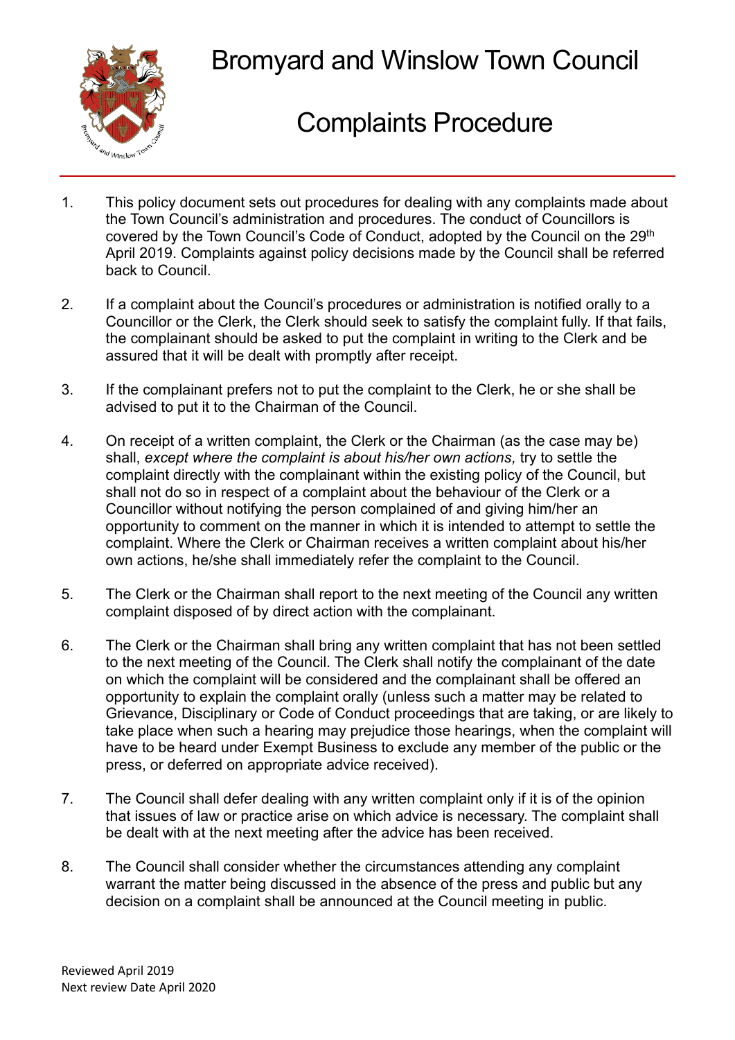# Bromyard and Winslow Town Council

# Complaints Procedure

1. This policy document sets out procedures for dealing with any complaints made about the Town Council's administration and procedures. The conduct of Councillors is covered by the Town Council's Code of Conduct, adopted by the Council on the 29th April 2019. Complaints against policy decisions made by the Council shall be referred back to Council.

2. If a complaint about the Council's procedures or administration is notified orally to a Councillor or the Clerk, the Clerk should seek to satisfy the complaint fully. If that fails, the complainant should be asked to put the complaint in writing to the Clerk and be assured that it will be dealt with promptly after receipt.

3. If the complainant prefers not to put the complaint to the Clerk, he or she shall be advised to put it to the Chairman of the Council.

4. On receipt of a written complaint, the Clerk or the Chairman (as the case may be) shall, *except where the complaint is about his/her own actions,* try to settle the complaint directly with the complainant within the existing policy of the Council, but shall not do so in respect of a complaint about the behaviour of the Clerk or a Councillor without notifying the person complained of and giving him/her an opportunity to comment on the manner in which it is intended to attempt to settle the complaint. Where the Clerk or Chairman receives a written complaint about his/her own actions, he/she shall immediately refer the complaint to the Council.

5. The Clerk or the Chairman shall report to the next meeting of the Council any written complaint disposed of by direct action with the complainant.

6. The Clerk or the Chairman shall bring any written complaint that has not been settled to the next meeting of the Council. The Clerk shall notify the complainant of the date on which the complaint will be considered and the complainant shall be offered an opportunity to explain the complaint orally (unless such a matter may be related to Grievance, Disciplinary or Code of Conduct proceedings that are taking, or are likely to take place when such a hearing may prejudice those hearings, when the complaint will have to be heard under Exempt Business to exclude any member of the public or the press, or deferred on appropriate advice received).

7. The Council shall defer dealing with any written complaint only if it is of the opinion that issues of law or practice arise on which advice is necessary. The complaint shall be dealt with at the next meeting after the advice has been received.

8. The Council shall consider whether the circumstances attending any complaint warrant the matter being discussed in the absence of the press and public but any decision on a complaint shall be announced at the Council meeting in public.

Reviewed April 2019
Next review Date April 2020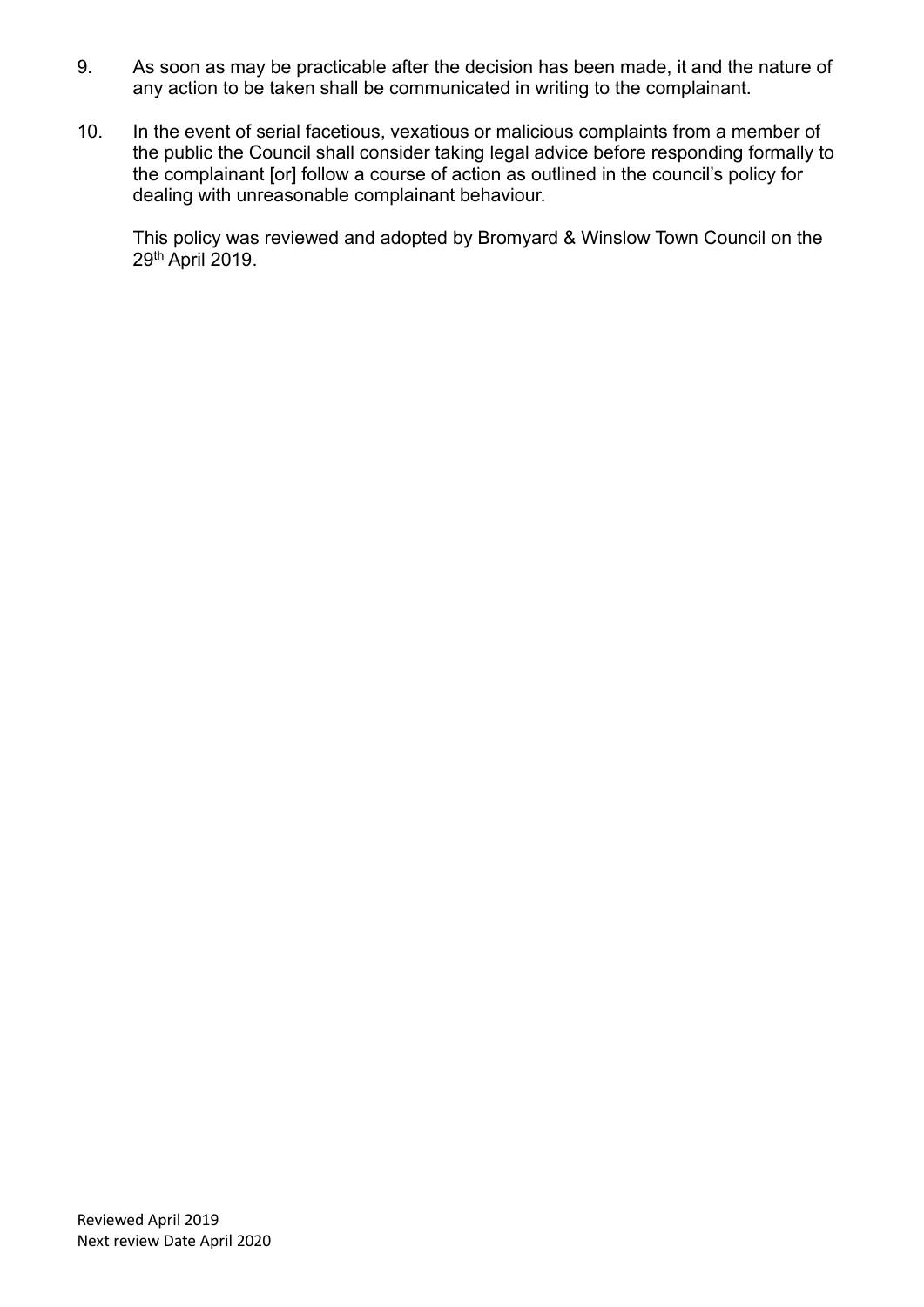9. As soon as may be practicable after the decision has been made, it and the nature of any action to be taken shall be communicated in writing to the complainant.

10. In the event of serial facetious, vexatious or malicious complaints from a member of the public the Council shall consider taking legal advice before responding formally to the complainant [or] follow a course of action as outlined in the council's policy for dealing with unreasonable complainant behaviour.

This policy was reviewed and adopted by Bromyard & Winslow Town Council on the 29th April 2019.

Reviewed April 2019
Next review Date April 2020